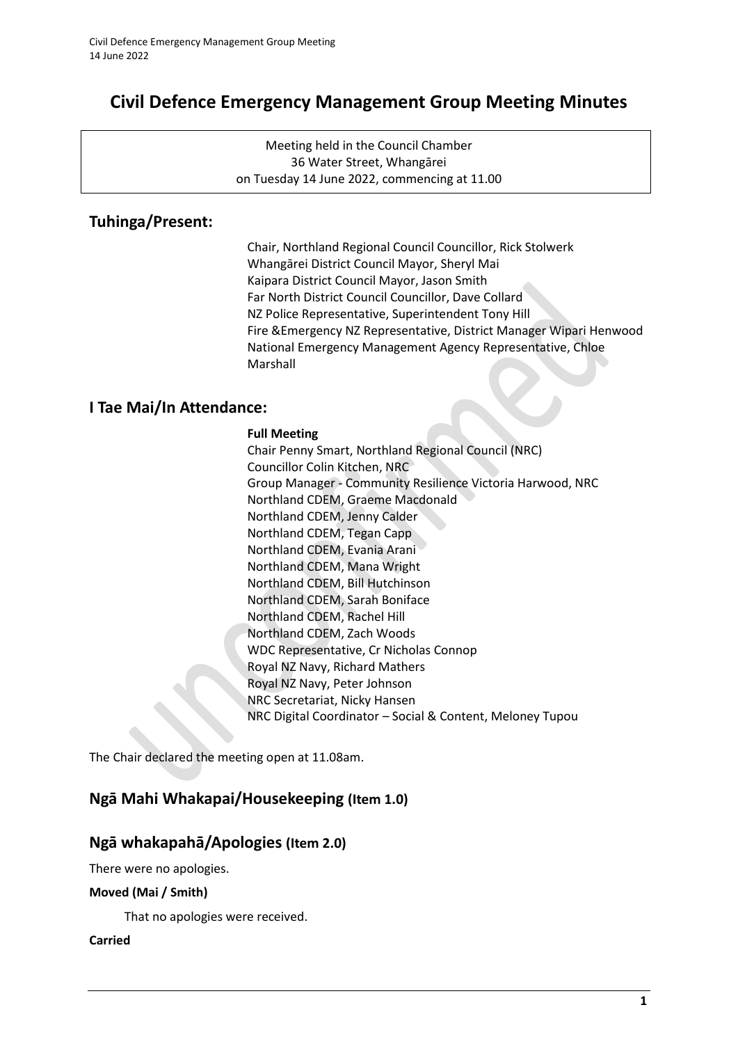# Civil Defence Emergency Management Group Meeting Minutes

Meeting held in the Council Chamber
36 Water Street, Whangārei
on Tuesday 14 June 2022, commencing at 11.00

## Tuhinga/Present:

Chair, Northland Regional Council Councillor, Rick Stolwerk
Whangārei District Council Mayor, Sheryl Mai
Kaipara District Council Mayor, Jason Smith
Far North District Council Councillor, Dave Collard
NZ Police Representative, Superintendent Tony Hill
Fire &Emergency NZ Representative, District Manager Wipari Henwood
National Emergency Management Agency Representative, Chloe Marshall

## I Tae Mai/In Attendance:

**Full Meeting**

Chair Penny Smart, Northland Regional Council (NRC)
Councillor Colin Kitchen, NRC
Group Manager - Community Resilience Victoria Harwood, NRC
Northland CDEM, Graeme Macdonald
Northland CDEM, Jenny Calder
Northland CDEM, Tegan Capp
Northland CDEM, Evania Arani
Northland CDEM, Mana Wright
Northland CDEM, Bill Hutchinson
Northland CDEM, Sarah Boniface
Northland CDEM, Rachel Hill
Northland CDEM, Zach Woods
WDC Representative, Cr Nicholas Connop
Royal NZ Navy, Richard Mathers
Royal NZ Navy, Peter Johnson
NRC Secretariat, Nicky Hansen
NRC Digital Coordinator – Social & Content, Meloney Tupou

The Chair declared the meeting open at 11.08am.

## Ngā Mahi Whakapai/Housekeeping (Item 1.0)

## Ngā whakapahā/Apologies (Item 2.0)

There were no apologies.

**Moved (Mai / Smith)**

That no apologies were received.

**Carried**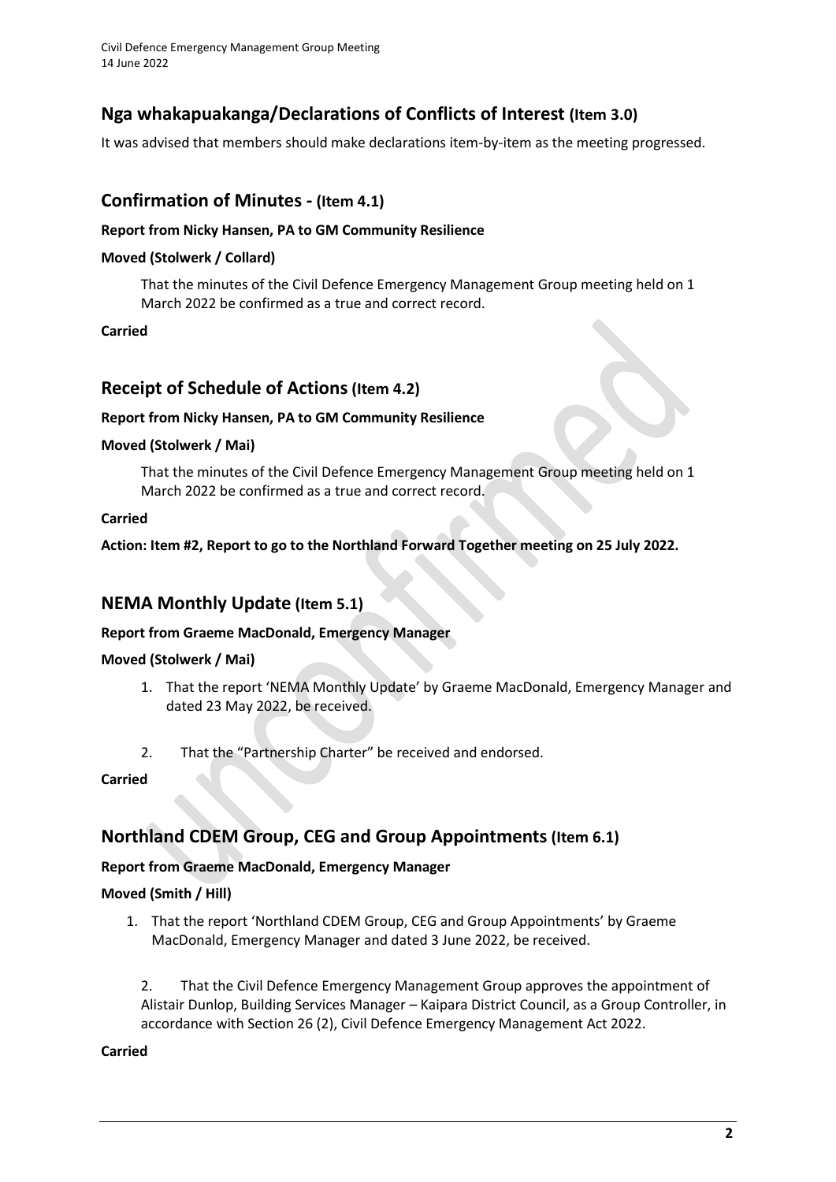## Nga whakapuakanga/Declarations of Conflicts of Interest (Item 3.0)

It was advised that members should make declarations item-by-item as the meeting progressed.

## Confirmation of Minutes - (Item 4.1)

**Report from Nicky Hansen, PA to GM Community Resilience**

**Moved (Stolwerk / Collard)**

That the minutes of the Civil Defence Emergency Management Group meeting held on 1 March 2022 be confirmed as a true and correct record.

**Carried**

## Receipt of Schedule of Actions (Item 4.2)

**Report from Nicky Hansen, PA to GM Community Resilience**

**Moved (Stolwerk / Mai)**

That the minutes of the Civil Defence Emergency Management Group meeting held on 1 March 2022 be confirmed as a true and correct record.

**Carried**

**Action: Item #2, Report to go to the Northland Forward Together meeting on 25 July 2022.**

## NEMA Monthly Update (Item 5.1)

**Report from Graeme MacDonald, Emergency Manager**

**Moved (Stolwerk / Mai)**

1. That the report 'NEMA Monthly Update' by Graeme MacDonald, Emergency Manager and dated 23 May 2022, be received.
2. That the "Partnership Charter" be received and endorsed.

**Carried**

## Northland CDEM Group, CEG and Group Appointments (Item 6.1)

**Report from Graeme MacDonald, Emergency Manager**

**Moved (Smith / Hill)**

1. That the report 'Northland CDEM Group, CEG and Group Appointments' by Graeme MacDonald, Emergency Manager and dated 3 June 2022, be received.
2. That the Civil Defence Emergency Management Group approves the appointment of Alistair Dunlop, Building Services Manager – Kaipara District Council, as a Group Controller, in accordance with Section 26 (2), Civil Defence Emergency Management Act 2022.

**Carried**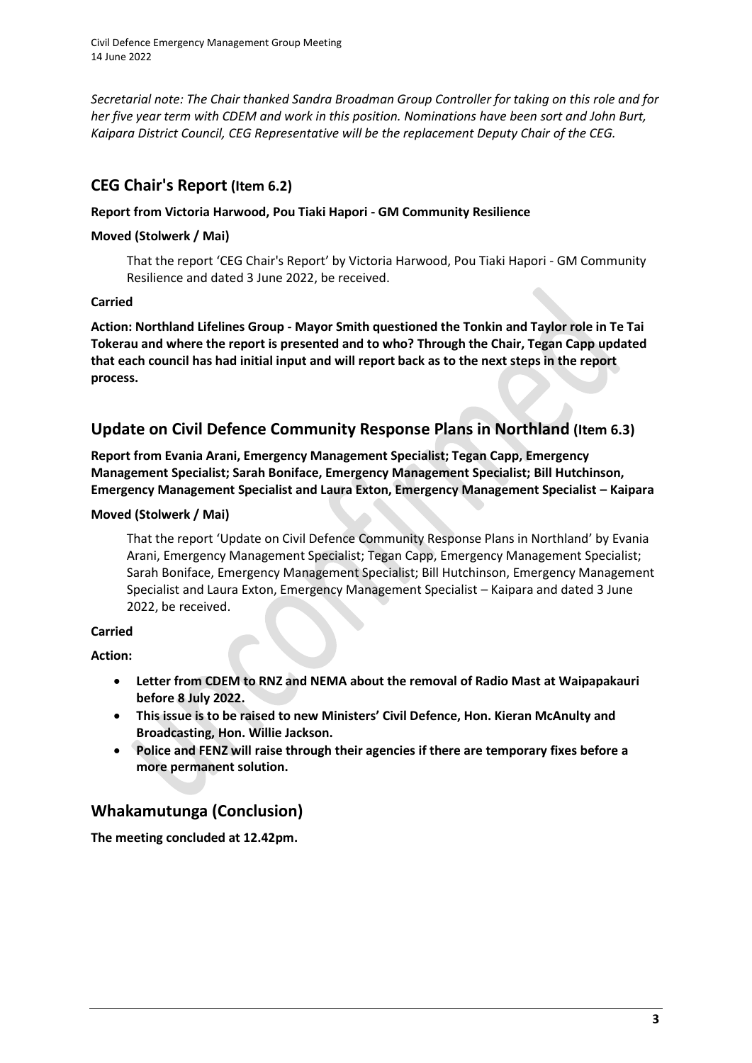*Secretarial note: The Chair thanked Sandra Broadman Group Controller for taking on this role and for her five year term with CDEM and work in this position. Nominations have been sort and John Burt, Kaipara District Council, CEG Representative will be the replacement Deputy Chair of the CEG.*

## CEG Chair's Report (Item 6.2)

**Report from Victoria Harwood, Pou Tiaki Hapori - GM Community Resilience**

**Moved (Stolwerk / Mai)**

> That the report 'CEG Chair's Report' by Victoria Harwood, Pou Tiaki Hapori - GM Community Resilience and dated 3 June 2022, be received.

**Carried**

**Action: Northland Lifelines Group - Mayor Smith questioned the Tonkin and Taylor role in Te Tai Tokerau and where the report is presented and to who? Through the Chair, Tegan Capp updated that each council has had initial input and will report back as to the next steps in the report process.**

## Update on Civil Defence Community Response Plans in Northland (Item 6.3)

**Report from Evania Arani, Emergency Management Specialist; Tegan Capp, Emergency Management Specialist; Sarah Boniface, Emergency Management Specialist; Bill Hutchinson, Emergency Management Specialist and Laura Exton, Emergency Management Specialist – Kaipara**

**Moved (Stolwerk / Mai)**

> That the report 'Update on Civil Defence Community Response Plans in Northland' by Evania Arani, Emergency Management Specialist; Tegan Capp, Emergency Management Specialist; Sarah Boniface, Emergency Management Specialist; Bill Hutchinson, Emergency Management Specialist and Laura Exton, Emergency Management Specialist – Kaipara and dated 3 June 2022, be received.

**Carried**

**Action:**

- **Letter from CDEM to RNZ and NEMA about the removal of Radio Mast at Waipapakauri before 8 July 2022.**
- **This issue is to be raised to new Ministers' Civil Defence, Hon. Kieran McAnulty and Broadcasting, Hon. Willie Jackson.**
- **Police and FENZ will raise through their agencies if there are temporary fixes before a more permanent solution.**

## Whakamutunga (Conclusion)

**The meeting concluded at 12.42pm.**